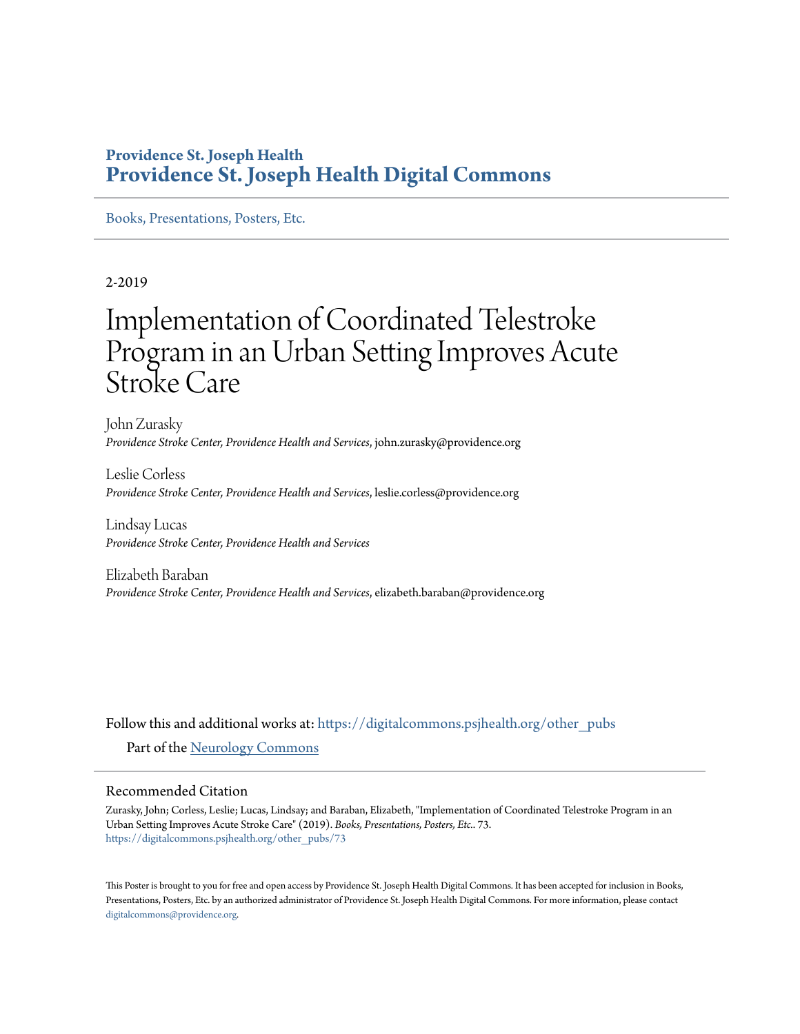**Providence St. Joseph Health**

**Providence St. Joseph Health Digital Commons**

Books, Presentations, Posters, Etc.

2-2019

# Implementation of Coordinated Telestroke Program in an Urban Setting Improves Acute Stroke Care

John Zurasky
*Providence Stroke Center, Providence Health and Services*, john.zurasky@providence.org

Leslie Corless
*Providence Stroke Center, Providence Health and Services*, leslie.corless@providence.org

Lindsay Lucas
*Providence Stroke Center, Providence Health and Services*

Elizabeth Baraban
*Providence Stroke Center, Providence Health and Services*, elizabeth.baraban@providence.org

Follow this and additional works at: https://digitalcommons.psjhealth.org/other_pubs

Part of the Neurology Commons

## Recommended Citation

Zurasky, John; Corless, Leslie; Lucas, Lindsay; and Baraban, Elizabeth, "Implementation of Coordinated Telestroke Program in an Urban Setting Improves Acute Stroke Care" (2019). *Books, Presentations, Posters, Etc.*. 73.
https://digitalcommons.psjhealth.org/other_pubs/73

This Poster is brought to you for free and open access by Providence St. Joseph Health Digital Commons. It has been accepted for inclusion in Books, Presentations, Posters, Etc. by an authorized administrator of Providence St. Joseph Health Digital Commons. For more information, please contact digitalcommons@providence.org.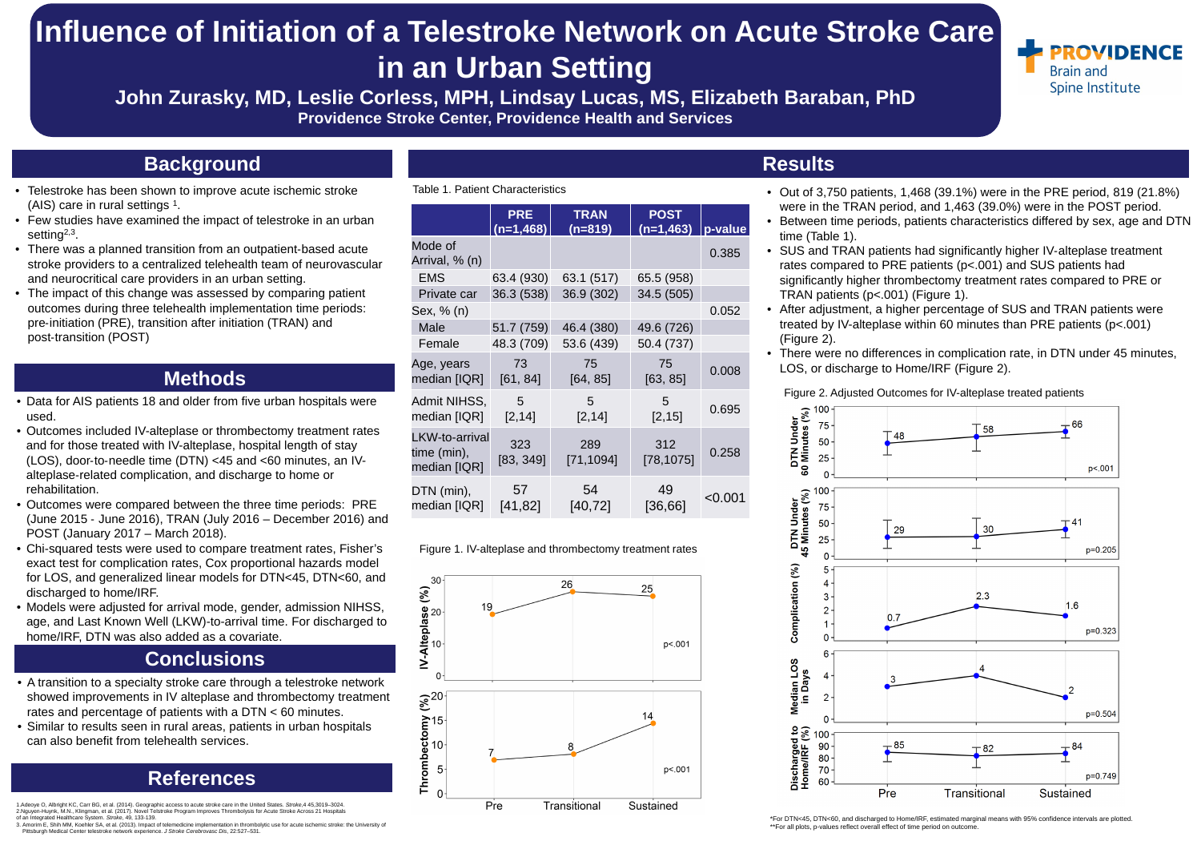# Influence of Initiation of a Telestroke Network on Acute Stroke Care in an Urban Setting

**John Zurasky, MD, Leslie Corless, MPH, Lindsay Lucas, MS, Elizabeth Baraban, PhD**

**Providence Stroke Center, Providence Health and Services**

PROVIDENCE Brain and Spine Institute

## Background

- Telestroke has been shown to improve acute ischemic stroke (AIS) care in rural settings [1].
- Few studies have examined the impact of telestroke in an urban setting[2,3].
- There was a planned transition from an outpatient-based acute stroke providers to a centralized telehealth team of neurovascular and neurocritical care providers in an urban setting.
- The impact of this change was assessed by comparing patient outcomes during three telehealth implementation time periods: pre-initiation (PRE), transition after initiation (TRAN) and post-transition (POST)

## Methods

- Data for AIS patients 18 and older from five urban hospitals were used.
- Outcomes included IV-alteplase or thrombectomy treatment rates and for those treated with IV-alteplase, hospital length of stay (LOS), door-to-needle time (DTN) <45 and <60 minutes, an IV-alteplase-related complication, and discharge to home or rehabilitation.
- Outcomes were compared between the three time periods: PRE (June 2015 - June 2016), TRAN (July 2016 – December 2016) and POST (January 2017 – March 2018).
- Chi-squared tests were used to compare treatment rates, Fisher's exact test for complication rates, Cox proportional hazards model for LOS, and generalized linear models for DTN<45, DTN<60, and discharged to home/IRF.
- Models were adjusted for arrival mode, gender, admission NIHSS, age, and Last Known Well (LKW)-to-arrival time. For discharged to home/IRF, DTN was also added as a covariate.

## Conclusions

- A transition to a specialty stroke care through a telestroke network showed improvements in IV alteplase and thrombectomy treatment rates and percentage of patients with a DTN < 60 minutes.
- Similar to results seen in rural areas, patients in urban hospitals can also benefit from telehealth services.

## References

1.Adeoye O, Albright KC, Carr BG, et al. (2014). Geographic access to acute stroke care in the United States. *Stroke*,4 45,3019–3024.
2.Nguyen-Huynk, M.N., Klingman, et al. (2017). Novel Telestroke Program Improves Thrombolysis for Acute Stroke Across 21 Hospitals of an Integrated Healthcare System. *Stroke*, 49, 133-139.
3. Amorim E, Shih MM, Koehler SA, et al. (2013). Impact of telemedicine implementation in thrombolytic use for acute ischemic stroke: the University of Pittsburgh Medical Center telestroke network experience. *J Stroke Cerebrovasc Dis*, 22:527–531.

## Results

Table 1. Patient Characteristics

| | PRE (n=1,468) | TRAN (n=819) | POST (n=1,463) | p-value |
|---|---|---|---|---|
| Mode of Arrival, % (n) | | | | 0.385 |
| EMS | 63.4 (930) | 63.1 (517) | 65.5 (958) | |
| Private car | 36.3 (538) | 36.9 (302) | 34.5 (505) | |
| Sex, % (n) | | | | 0.052 |
| Male | 51.7 (759) | 46.4 (380) | 49.6 (726) | |
| Female | 48.3 (709) | 53.6 (439) | 50.4 (737) | |
| Age, years median [IQR] | 73 [61, 84] | 75 [64, 85] | 75 [63, 85] | 0.008 |
| Admit NIHSS, median [IQR] | 5 [2,14] | 5 [2,14] | 5 [2,15] | 0.695 |
| LKW-to-arrival time (min), median [IQR] | 323 [83, 349] | 289 [71,1094] | 312 [78,1075] | 0.258 |
| DTN (min), median [IQR] | 57 [41,82] | 54 [40,72] | 49 [36,66] | <0.001 |

Figure 1. IV-alteplase and thrombectomy treatment rates

IV-Alteplase (%)
19
26
25
p<.001

Thrombectomy (%)
7
8
14
p<.001

Pre, Transitional, Sustained

- Out of 3,750 patients, 1,468 (39.1%) were in the PRE period, 819 (21.8%) were in the TRAN period, and 1,463 (39.0%) were in the POST period.
- Between time periods, patients characteristics differed by sex, age and DTN time (Table 1).
- SUS and TRAN patients had significantly higher IV-alteplase treatment rates compared to PRE patients (p<.001) and SUS patients had significantly higher thrombectomy treatment rates compared to PRE or TRAN patients (p<.001) (Figure 1).
- After adjustment, a higher percentage of SUS and TRAN patients were treated by IV-alteplase within 60 minutes than PRE patients (p<.001) (Figure 2).
- There were no differences in complication rate, in DTN under 45 minutes, LOS, or discharge to Home/IRF (Figure 2).

Figure 2. Adjusted Outcomes for IV-alteplase treated patients

DTN Under 60 Minutes (%)
48
58
66
p<.001

DTN Under 45 Minutes (%)
29
30
41
p=0.205

Complication (%)
0.7
2.3
1.6
p=0.323

Median LOS in Days
3
4
2
p=0.504

Discharged to Home/IRF (%)
85
82
84
p=0.749

Pre, Transitional, Sustained

*For DTN<45, DTN<60, and discharged to Home/IRF, estimated marginal means with 95% confidence intervals are plotted.
**For all plots, p-values reflect overall effect of time period on outcome.